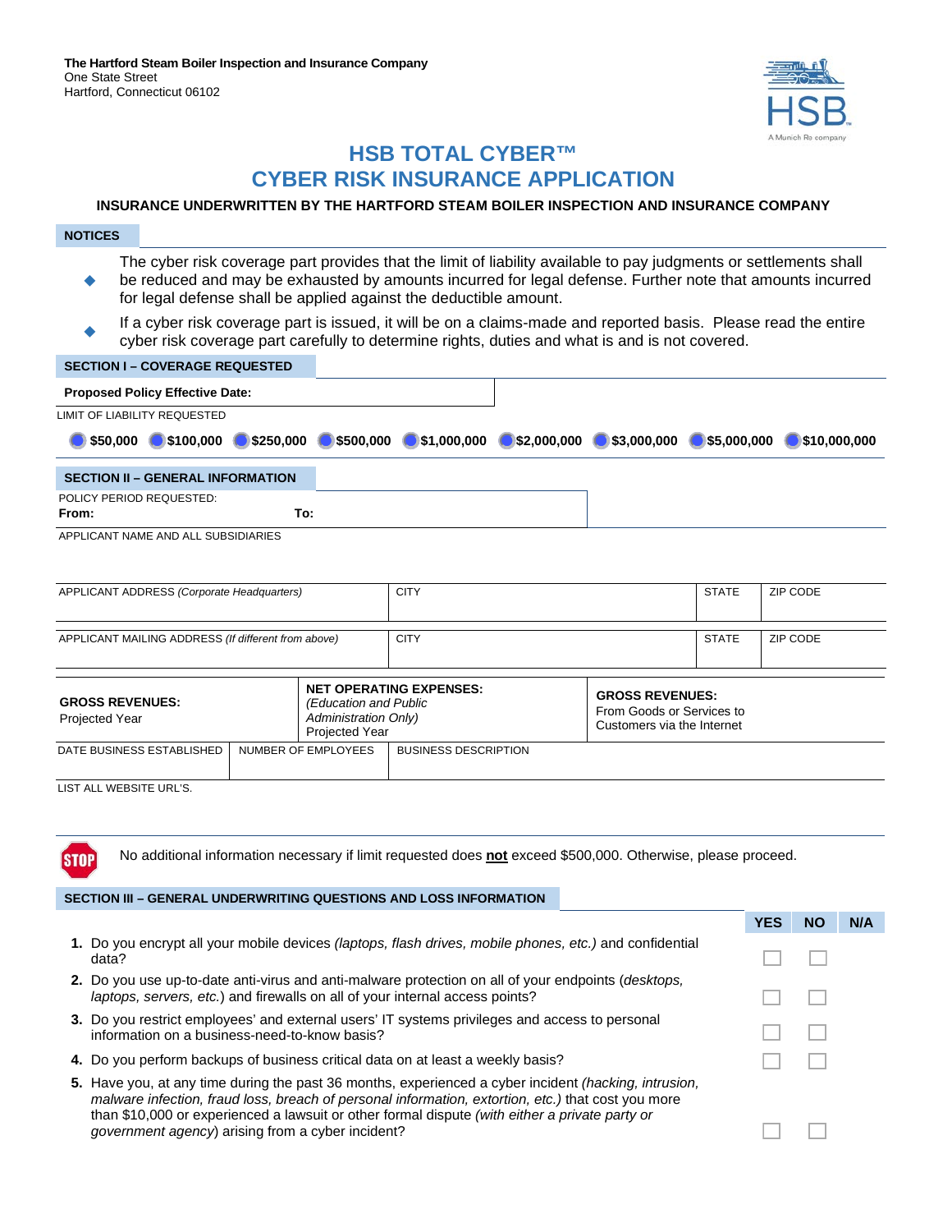**The Hartford Steam Boiler Inspection and Insurance Company**
One State Street
Hartford, Connecticut 06102

# HSB TOTAL CYBER™
# CYBER RISK INSURANCE APPLICATION

**INSURANCE UNDERWRITTEN BY THE HARTFORD STEAM BOILER INSPECTION AND INSURANCE COMPANY**

## NOTICES

- The cyber risk coverage part provides that the limit of liability available to pay judgments or settlements shall be reduced and may be exhausted by amounts incurred for legal defense. Further note that amounts incurred for legal defense shall be applied against the deductible amount.
- If a cyber risk coverage part is issued, it will be on a claims-made and reported basis. Please read the entire cyber risk coverage part carefully to determine rights, duties and what is and is not covered.

## SECTION I – COVERAGE REQUESTED

**Proposed Policy Effective Date:**

LIMIT OF LIABILITY REQUESTED

○ **$50,000** ○ **$100,000** ○ **$250,000** ○ **$500,000** ○ **$1,000,000** ○ **$2,000,000** ○ **$3,000,000** ○ **$5,000,000** ○ **$10,000,000**

## SECTION II – GENERAL INFORMATION

POLICY PERIOD REQUESTED:
**From:** **To:**

APPLICANT NAME AND ALL SUBSIDIARIES

| APPLICANT ADDRESS *(Corporate Headquarters)* | CITY | STATE | ZIP CODE |
|---|---|---|---|
| | | | |

| APPLICANT MAILING ADDRESS *(If different from above)* | CITY | STATE | ZIP CODE |
|---|---|---|---|
| | | | |

| **GROSS REVENUES:** Projected Year | **NET OPERATING EXPENSES:** *(Education and Public Administration Only)* Projected Year | **GROSS REVENUES:** From Goods or Services to Customers via the Internet |
|---|---|---|
| | | |

| DATE BUSINESS ESTABLISHED | NUMBER OF EMPLOYEES | BUSINESS DESCRIPTION |
|---|---|---|
| | | |

LIST ALL WEBSITE URL'S.

STOP — No additional information necessary if limit requested does **not** exceed $500,000. Otherwise, please proceed.

## SECTION III – GENERAL UNDERWRITING QUESTIONS AND LOSS INFORMATION

| | YES | NO | N/A |
|---|---|---|---|
| **1.** Do you encrypt all your mobile devices *(laptops, flash drives, mobile phones, etc.)* and confidential data? | ☐ | ☐ | |
| **2.** Do you use up-to-date anti-virus and anti-malware protection on all of your endpoints (*desktops, laptops, servers, etc.*) and firewalls on all of your internal access points? | ☐ | ☐ | |
| **3.** Do you restrict employees' and external users' IT systems privileges and access to personal information on a business-need-to-know basis? | ☐ | ☐ | |
| **4.** Do you perform backups of business critical data on at least a weekly basis? | ☐ | ☐ | |
| **5.** Have you, at any time during the past 36 months, experienced a cyber incident *(hacking, intrusion, malware infection, fraud loss, breach of personal information, extortion, etc.)* that cost you more than $10,000 or experienced a lawsuit or other formal dispute *(with either a private party or government agency*) arising from a cyber incident? | ☐ | ☐ | |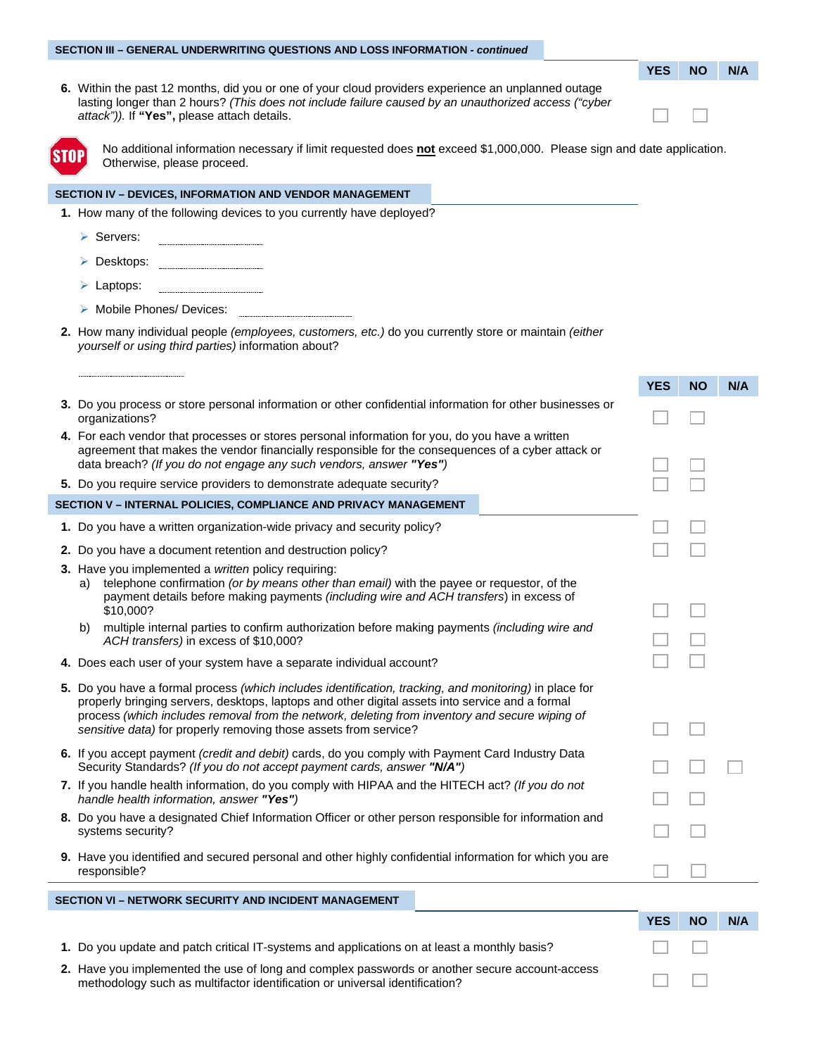## SECTION III – GENERAL UNDERWRITING QUESTIONS AND LOSS INFORMATION - *continued*

| | YES | NO | N/A |
|---|---|---|---|
| **6.** Within the past 12 months, did you or one of your cloud providers experience an unplanned outage lasting longer than 2 hours? *(This does not include failure caused by an unauthorized access ("cyber attack")).* If **"Yes",** please attach details. | ☐ | ☐ | |

STOP — No additional information necessary if limit requested does **not** exceed $1,000,000. Please sign and date application. Otherwise, please proceed.

## SECTION IV – DEVICES, INFORMATION AND VENDOR MANAGEMENT

**1.** How many of the following devices to you currently have deployed?

- Servers: ____________
- Desktops: ____________
- Laptops: ____________
- Mobile Phones/ Devices: ____________

**2.** How many individual people *(employees, customers, etc.)* do you currently store or maintain *(either yourself or using third parties)* information about?

____________

| | YES | NO | N/A |
|---|---|---|---|
| **3.** Do you process or store personal information or other confidential information for other businesses or organizations? | ☐ | ☐ | |
| **4.** For each vendor that processes or stores personal information for you, do you have a written agreement that makes the vendor financially responsible for the consequences of a cyber attack or data breach? *(If you do not engage any such vendors, answer "Yes")* | ☐ | ☐ | |
| **5.** Do you require service providers to demonstrate adequate security? | ☐ | ☐ | |

## SECTION V – INTERNAL POLICIES, COMPLIANCE AND PRIVACY MANAGEMENT

| | YES | NO | N/A |
|---|---|---|---|
| **1.** Do you have a written organization-wide privacy and security policy? | ☐ | ☐ | |
| **2.** Do you have a document retention and destruction policy? | ☐ | ☐ | |
| **3.** Have you implemented a *written* policy requiring: | | | |
| a) telephone confirmation *(or by means other than email)* with the payee or requestor, of the payment details before making payments *(including wire and ACH transfers*) in excess of $10,000? | ☐ | ☐ | |
| b) multiple internal parties to confirm authorization before making payments *(including wire and ACH transfers)* in excess of $10,000? | ☐ | ☐ | |
| **4.** Does each user of your system have a separate individual account? | ☐ | ☐ | |
| **5.** Do you have a formal process *(which includes identification, tracking, and monitoring)* in place for properly bringing servers, desktops, laptops and other digital assets into service and a formal process *(which includes removal from the network, deleting from inventory and secure wiping of sensitive data)* for properly removing those assets from service? | ☐ | ☐ | |
| **6.** If you accept payment *(credit and debit)* cards, do you comply with Payment Card Industry Data Security Standards? *(If you do not accept payment cards, answer "N/A")* | ☐ | ☐ | ☐ |
| **7.** If you handle health information, do you comply with HIPAA and the HITECH act? *(If you do not handle health information, answer "Yes")* | ☐ | ☐ | |
| **8.** Do you have a designated Chief Information Officer or other person responsible for information and systems security? | ☐ | ☐ | |
| **9.** Have you identified and secured personal and other highly confidential information for which you are responsible? | ☐ | ☐ | |

## SECTION VI – NETWORK SECURITY AND INCIDENT MANAGEMENT

| | YES | NO | N/A |
|---|---|---|---|
| **1.** Do you update and patch critical IT-systems and applications on at least a monthly basis? | ☐ | ☐ | |
| **2.** Have you implemented the use of long and complex passwords or another secure account-access methodology such as multifactor identification or universal identification? | ☐ | ☐ | |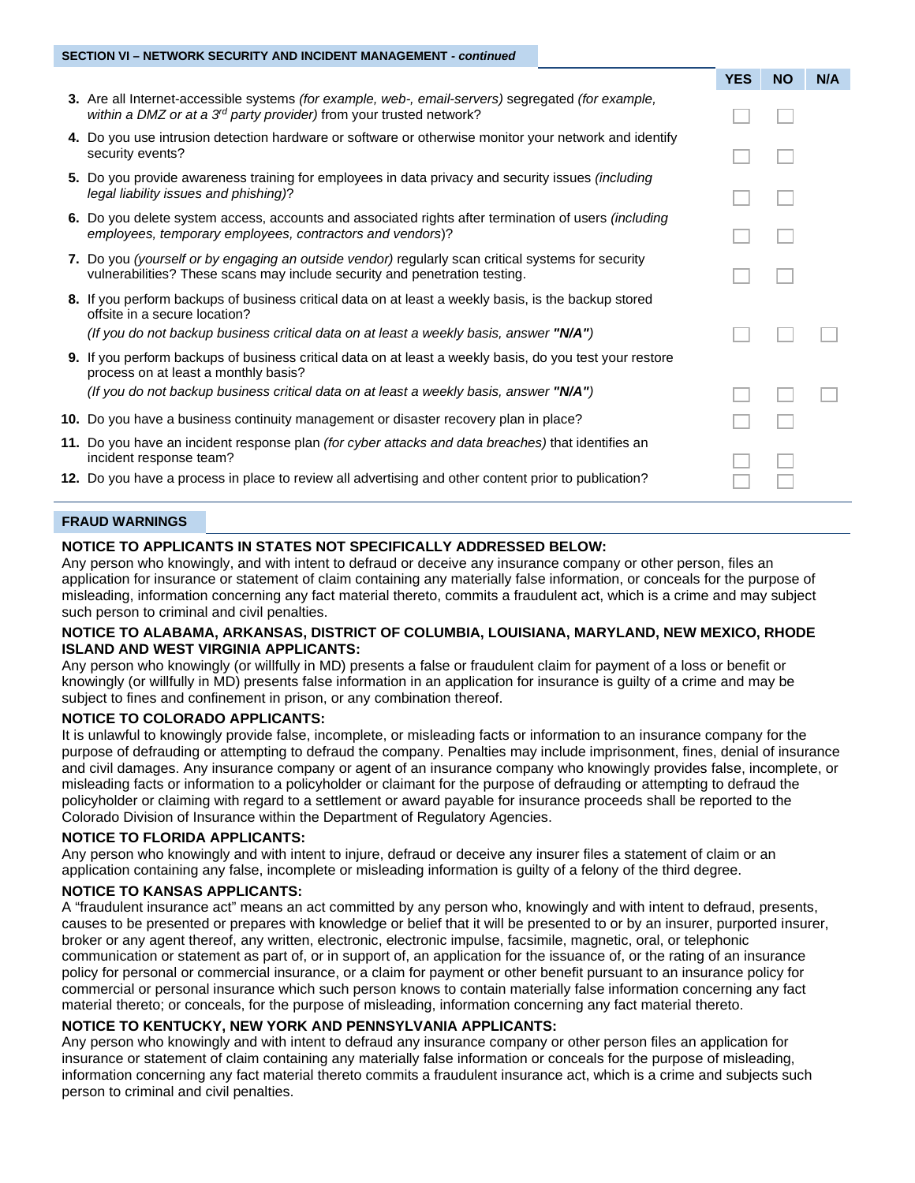## SECTION VI – NETWORK SECURITY AND INCIDENT MANAGEMENT - *continued*

| | YES | NO | N/A |
|---|---|---|---|
| **3.** Are all Internet-accessible systems *(for example, web-, email-servers)* segregated *(for example, within a DMZ or at a 3rd party provider)* from your trusted network? | ☐ | ☐ | |
| **4.** Do you use intrusion detection hardware or software or otherwise monitor your network and identify security events? | ☐ | ☐ | |
| **5.** Do you provide awareness training for employees in data privacy and security issues *(including legal liability issues and phishing)*? | ☐ | ☐ | |
| **6.** Do you delete system access, accounts and associated rights after termination of users *(including employees, temporary employees, contractors and vendors)*? | ☐ | ☐ | |
| **7.** Do you *(yourself or by engaging an outside vendor)* regularly scan critical systems for security vulnerabilities? These scans may include security and penetration testing. | ☐ | ☐ | |
| **8.** If you perform backups of business critical data on at least a weekly basis, is the backup stored offsite in a secure location? *(If you do not backup business critical data on at least a weekly basis, answer* ***"N/A"****)* | ☐ | ☐ | ☐ |
| **9.** If you perform backups of business critical data on at least a weekly basis, do you test your restore process on at least a monthly basis? *(If you do not backup business critical data on at least a weekly basis, answer* ***"N/A"****)* | ☐ | ☐ | ☐ |
| **10.** Do you have a business continuity management or disaster recovery plan in place? | ☐ | ☐ | |
| **11.** Do you have an incident response plan *(for cyber attacks and data breaches)* that identifies an incident response team? | ☐ | ☐ | |
| **12.** Do you have a process in place to review all advertising and other content prior to publication? | ☐ | ☐ | |

## FRAUD WARNINGS

**NOTICE TO APPLICANTS IN STATES NOT SPECIFICALLY ADDRESSED BELOW:**
Any person who knowingly, and with intent to defraud or deceive any insurance company or other person, files an application for insurance or statement of claim containing any materially false information, or conceals for the purpose of misleading, information concerning any fact material thereto, commits a fraudulent act, which is a crime and may subject such person to criminal and civil penalties.

**NOTICE TO ALABAMA, ARKANSAS, DISTRICT OF COLUMBIA, LOUISIANA, MARYLAND, NEW MEXICO, RHODE ISLAND AND WEST VIRGINIA APPLICANTS:**
Any person who knowingly (or willfully in MD) presents a false or fraudulent claim for payment of a loss or benefit or knowingly (or willfully in MD) presents false information in an application for insurance is guilty of a crime and may be subject to fines and confinement in prison, or any combination thereof.

**NOTICE TO COLORADO APPLICANTS:**
It is unlawful to knowingly provide false, incomplete, or misleading facts or information to an insurance company for the purpose of defrauding or attempting to defraud the company. Penalties may include imprisonment, fines, denial of insurance and civil damages. Any insurance company or agent of an insurance company who knowingly provides false, incomplete, or misleading facts or information to a policyholder or claimant for the purpose of defrauding or attempting to defraud the policyholder or claiming with regard to a settlement or award payable for insurance proceeds shall be reported to the Colorado Division of Insurance within the Department of Regulatory Agencies.

**NOTICE TO FLORIDA APPLICANTS:**
Any person who knowingly and with intent to injure, defraud or deceive any insurer files a statement of claim or an application containing any false, incomplete or misleading information is guilty of a felony of the third degree.

**NOTICE TO KANSAS APPLICANTS:**
A "fraudulent insurance act" means an act committed by any person who, knowingly and with intent to defraud, presents, causes to be presented or prepares with knowledge or belief that it will be presented to or by an insurer, purported insurer, broker or any agent thereof, any written, electronic, electronic impulse, facsimile, magnetic, oral, or telephonic communication or statement as part of, or in support of, an application for the issuance of, or the rating of an insurance policy for personal or commercial insurance, or a claim for payment or other benefit pursuant to an insurance policy for commercial or personal insurance which such person knows to contain materially false information concerning any fact material thereto; or conceals, for the purpose of misleading, information concerning any fact material thereto.

**NOTICE TO KENTUCKY, NEW YORK AND PENNSYLVANIA APPLICANTS:**
Any person who knowingly and with intent to defraud any insurance company or other person files an application for insurance or statement of claim containing any materially false information or conceals for the purpose of misleading, information concerning any fact material thereto commits a fraudulent insurance act, which is a crime and subjects such person to criminal and civil penalties.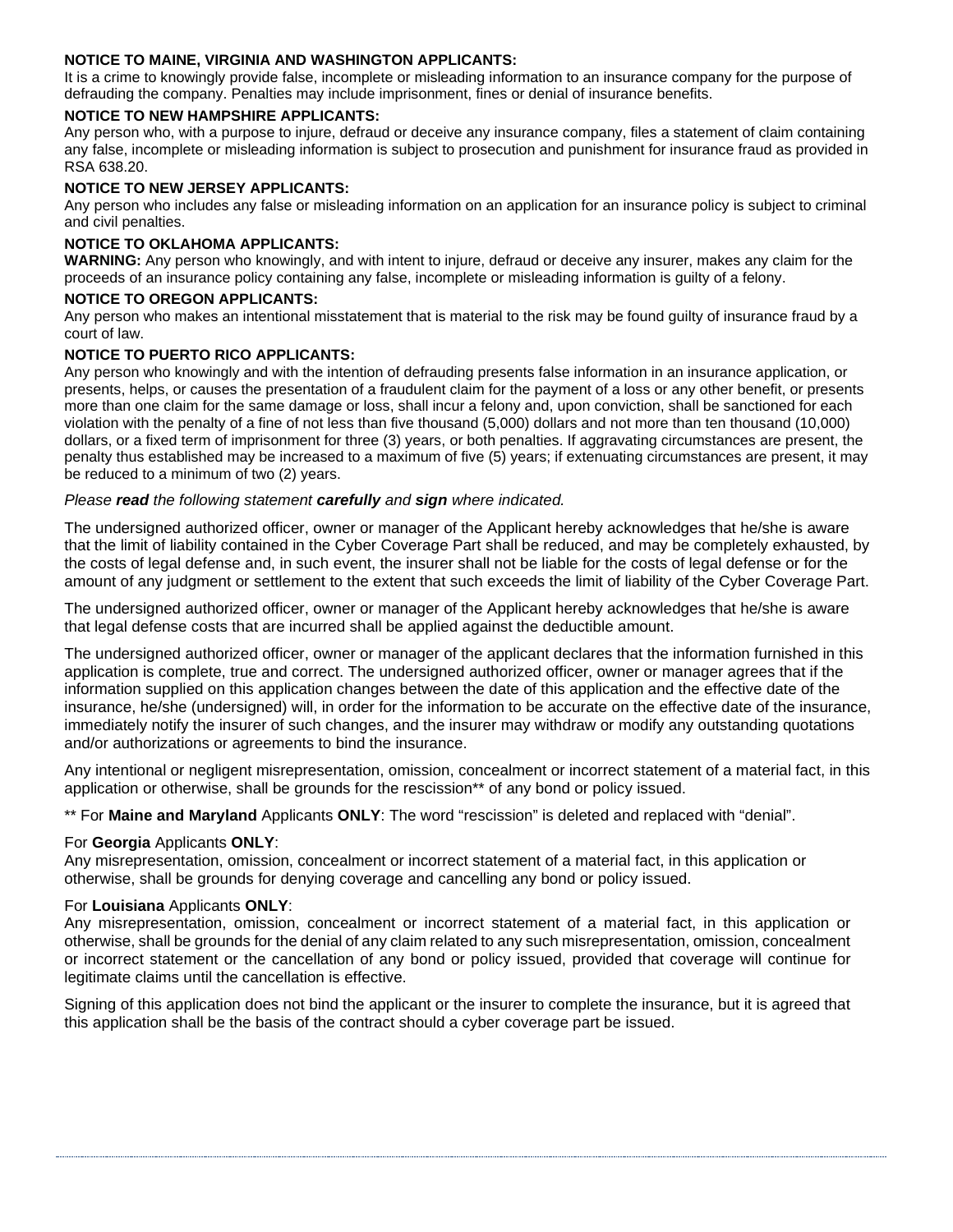**NOTICE TO MAINE, VIRGINIA AND WASHINGTON APPLICANTS:**

It is a crime to knowingly provide false, incomplete or misleading information to an insurance company for the purpose of defrauding the company. Penalties may include imprisonment, fines or denial of insurance benefits.

**NOTICE TO NEW HAMPSHIRE APPLICANTS:**

Any person who, with a purpose to injure, defraud or deceive any insurance company, files a statement of claim containing any false, incomplete or misleading information is subject to prosecution and punishment for insurance fraud as provided in RSA 638.20.

**NOTICE TO NEW JERSEY APPLICANTS:**

Any person who includes any false or misleading information on an application for an insurance policy is subject to criminal and civil penalties.

**NOTICE TO OKLAHOMA APPLICANTS:**

**WARNING:** Any person who knowingly, and with intent to injure, defraud or deceive any insurer, makes any claim for the proceeds of an insurance policy containing any false, incomplete or misleading information is guilty of a felony.

**NOTICE TO OREGON APPLICANTS:**

Any person who makes an intentional misstatement that is material to the risk may be found guilty of insurance fraud by a court of law.

**NOTICE TO PUERTO RICO APPLICANTS:**

Any person who knowingly and with the intention of defrauding presents false information in an insurance application, or presents, helps, or causes the presentation of a fraudulent claim for the payment of a loss or any other benefit, or presents more than one claim for the same damage or loss, shall incur a felony and, upon conviction, shall be sanctioned for each violation with the penalty of a fine of not less than five thousand (5,000) dollars and not more than ten thousand (10,000) dollars, or a fixed term of imprisonment for three (3) years, or both penalties. If aggravating circumstances are present, the penalty thus established may be increased to a maximum of five (5) years; if extenuating circumstances are present, it may be reduced to a minimum of two (2) years.

*Please **read** the following statement **carefully** and **sign** where indicated.*

The undersigned authorized officer, owner or manager of the Applicant hereby acknowledges that he/she is aware that the limit of liability contained in the Cyber Coverage Part shall be reduced, and may be completely exhausted, by the costs of legal defense and, in such event, the insurer shall not be liable for the costs of legal defense or for the amount of any judgment or settlement to the extent that such exceeds the limit of liability of the Cyber Coverage Part.

The undersigned authorized officer, owner or manager of the Applicant hereby acknowledges that he/she is aware that legal defense costs that are incurred shall be applied against the deductible amount.

The undersigned authorized officer, owner or manager of the applicant declares that the information furnished in this application is complete, true and correct. The undersigned authorized officer, owner or manager agrees that if the information supplied on this application changes between the date of this application and the effective date of the insurance, he/she (undersigned) will, in order for the information to be accurate on the effective date of the insurance, immediately notify the insurer of such changes, and the insurer may withdraw or modify any outstanding quotations and/or authorizations or agreements to bind the insurance.

Any intentional or negligent misrepresentation, omission, concealment or incorrect statement of a material fact, in this application or otherwise, shall be grounds for the rescission** of any bond or policy issued.

** For **Maine and Maryland** Applicants **ONLY**: The word "rescission" is deleted and replaced with "denial".

For **Georgia** Applicants **ONLY**:
Any misrepresentation, omission, concealment or incorrect statement of a material fact, in this application or otherwise, shall be grounds for denying coverage and cancelling any bond or policy issued.

For **Louisiana** Applicants **ONLY**:
Any misrepresentation, omission, concealment or incorrect statement of a material fact, in this application or otherwise, shall be grounds for the denial of any claim related to any such misrepresentation, omission, concealment or incorrect statement or the cancellation of any bond or policy issued, provided that coverage will continue for legitimate claims until the cancellation is effective.

Signing of this application does not bind the applicant or the insurer to complete the insurance, but it is agreed that this application shall be the basis of the contract should a cyber coverage part be issued.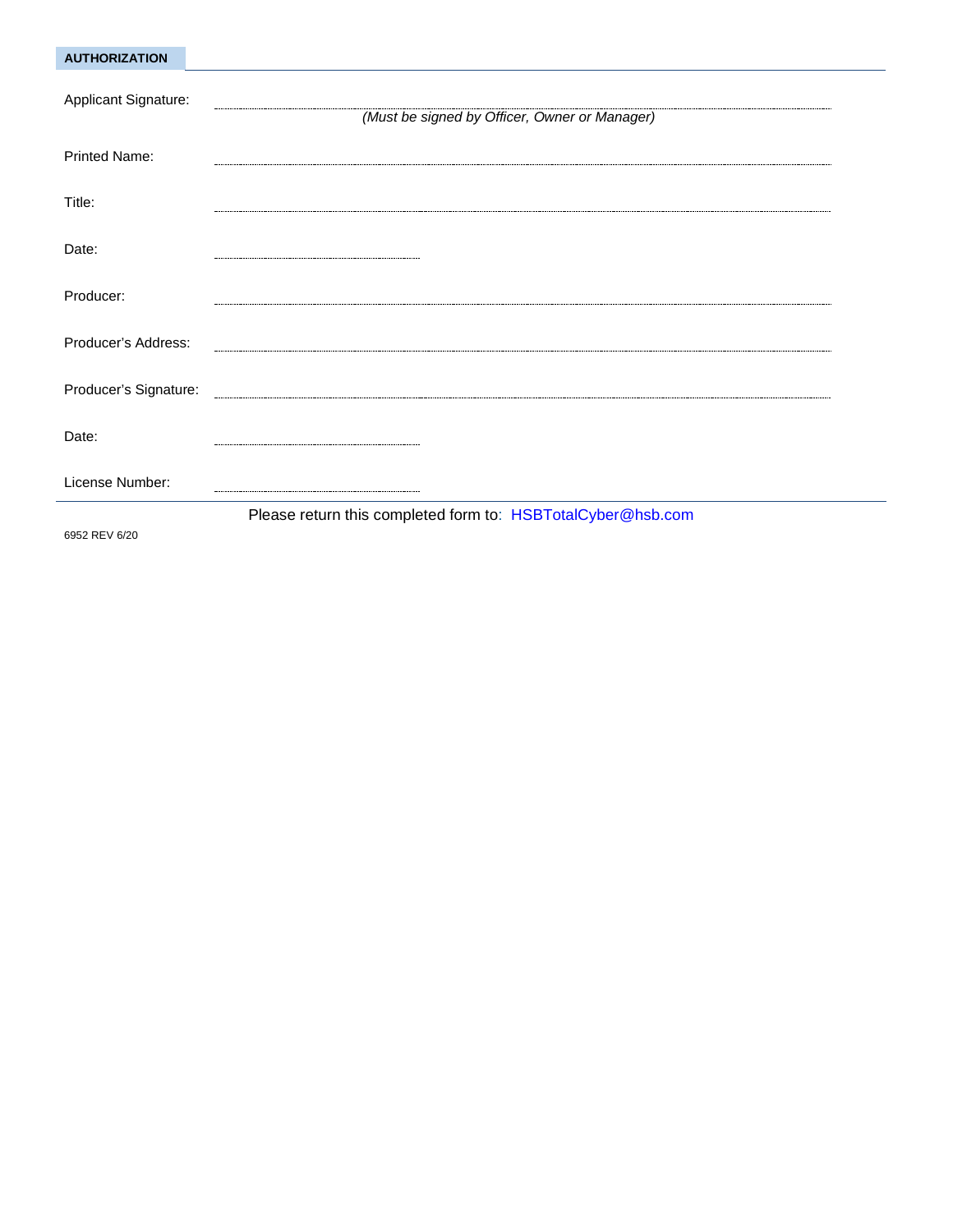## AUTHORIZATION

Applicant Signature: ______________________________

*(Must be signed by Officer, Owner or Manager)*

Printed Name: ______________________________

Title: ______________________________

Date: ______________

Producer: ______________________________

Producer's Address: ______________________________

Producer's Signature: ______________________________

Date: ______________

License Number: ______________

Please return this completed form to: HSBTotalCyber@hsb.com

6952 REV 6/20